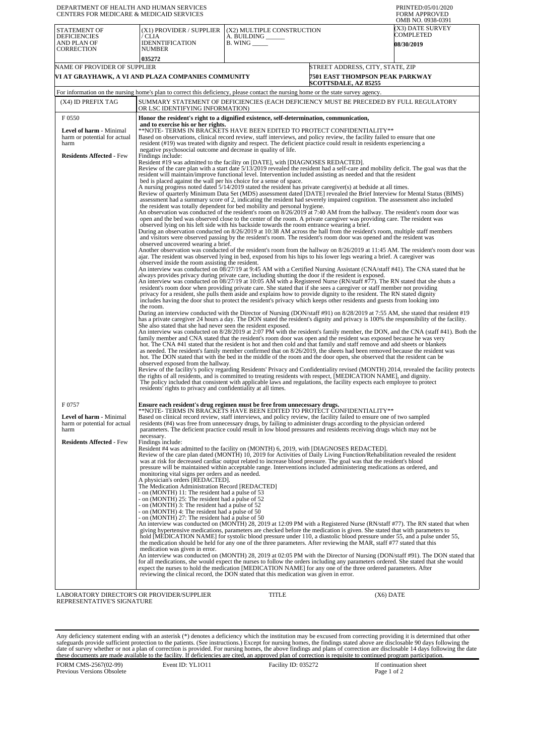DEPARTMENT OF HEALTH AND HUMAN SERVICES
CENTERS FOR MEDICARE & MEDICAID SERVICES

PRINTED:05/01/2020
FORM APPROVED
OMB NO. 0938-0391

| STATEMENT OF DEFICIENCIES AND PLAN OF CORRECTION | (X1) PROVIDER / SUPPLIER / CLIA IDENNTIFICATION NUMBER | (X2) MULTIPLE CONSTRUCTION A. BUILDING ______ B. WING _____ | (X3) DATE SURVEY COMPLETED |
|---|---|---|---|
| | 035272 | | 08/30/2019 |

| NAME OF PROVIDER OF SUPPLIER | STREET ADDRESS, CITY, STATE, ZIP |
|---|---|
| VI AT GRAYHAWK, A VI AND PLAZA COMPANIES COMMUNITY | 7501 EAST THOMPSON PEAK PARKWAY SCOTTSDALE, AZ 85255 |

For information on the nursing home's plan to correct this deficiency, please contact the nursing home or the state survey agency.

| (X4) ID PREFIX TAG | SUMMARY STATEMENT OF DEFICIENCIES (EACH DEFICIENCY MUST BE PRECEDED BY FULL REGULATORY OR LSC IDENTIFYING INFORMATION) |
|---|---|
| F 0550<br><br>**Level of harm** - Minimal harm or potential for actual harm<br><br>**Residents Affected** - Few | **Honor the resident's right to a dignified existence, self-determination, communication, and to exercise his or her rights.**<br>**NOTE- TERMS IN BRACKETS HAVE BEEN EDITED TO PROTECT CONFIDENTIALITY**<br>Based on observations, clinical record review, staff interviews, and policy review, the facility failed to ensure that one resident (#19) was treated with dignity and respect. The deficient practice could result in residents experiencing a negative psychosocial outcome and decrease in quality of life.<br>Findings include:<br>Resident #19 was admitted to the facility on [DATE], with [DIAGNOSES REDACTED].<br>Review of the care plan with a start date 5/13/2019 revealed the resident had a self-care and mobility deficit. The goal was that the resident will maintain/improve functional level. Intervention included assisting as needed and that the resident bed is placed against the wall per his choice for a sense of space.<br>A nursing progress noted dated 5/14/2019 stated the resident has private caregiver(s) at bedside at all times.<br>Review of quarterly Minimum Data Set (MDS) assessment dated [DATE] revealed the Brief Interview for Mental Status (BIMS) assessment had a summary score of 2, indicating the resident had severely impaired cognition. The assessment also included the resident was totally dependent for bed mobility and personal hygiene.<br>An observation was conducted of the resident's room on 8/26/2019 at 7:40 AM from the hallway. The resident's room door was open and the bed was observed close to the center of the room. A private caregiver was providing care. The resident was observed lying on his left side with his backside towards the room entrance wearing a brief.<br>During an observation conducted on 8/26/2019 at 10:38 AM across the hall from the resident's room, multiple staff members and visitors were observed passing by the resident's room. The resident's room door was opened and the resident was observed uncovered wearing a brief.<br>Another observation was conducted of the resident's room from the hallway on 8/26/2019 at 11:45 AM. The resident's room door was ajar. The resident was observed lying in bed, exposed from his hips to his lower legs wearing a brief. A caregiver was observed inside the room assisting the resident.<br>An interview was conducted on 08/27/19 at 9:45 AM with a Certified Nursing Assistant (CNA/staff #41). The CNA stated that he always provides privacy during private care, including shutting the door if the resident is exposed.<br>An interview was conducted on 08/27/19 at 10:05 AM with a Registered Nurse (RN/staff #77). The RN stated that she shuts a resident's room door when providing private care. She stated that if she sees a caregiver or staff member not providing privacy for a resident, she pulls them aside and explains how to provide dignity to the resident. The RN stated dignity includes having the door shut to protect the resident's privacy which keeps other residents and guests from looking into the room.<br>During an interview conducted with the Director of Nursing (DON/staff #91) on 8/28/2019 at 7:55 AM, she stated that resident #19 has a private caregiver 24 hours a day. The DON stated the resident's dignity and privacy is 100% the responsibility of the facility. She also stated that she had never seen the resident exposed.<br>An interview was conducted on 8/28/2019 at 2:07 PM with the resident's family member, the DON, and the CNA (staff #41). Both the family member and CNA stated that the resident's room door was open and the resident was exposed because he was very hot. The CNA #41 stated that the resident is hot and then cold and that family and staff remove and add sheets or blankets as needed. The resident's family member confirmed that on 8/26/2019, the sheets had been removed because the resident was hot. The DON stated that with the bed in the middle of the room and the door open, she observed that the resident can be observed exposed from the hallway.<br>Review of the facility's policy regarding Residents' Privacy and Confidentiality revised (MONTH) 2014, revealed the facility protects the rights of all residents, and is committed to treating residents with respect, [MEDICATION NAME], and dignity. The policy included that consistent with applicable laws and regulations, the facility expects each employee to protect residents' rights to privacy and confidentiality at all times. |
| F 0757<br><br>**Level of harm** - Minimal harm or potential for actual harm<br><br>**Residents Affected** - Few | **Ensure each resident's drug regimen must be free from unnecessary drugs.**<br>**NOTE- TERMS IN BRACKETS HAVE BEEN EDITED TO PROTECT CONFIDENTIALITY**<br>Based on clinical record review, staff interviews, and policy review, the facility failed to ensure one of two sampled residents (#4) was free from unnecessary drugs, by failing to administer drugs according to the physician ordered parameters. The deficient practice could result in low blood pressures and residents receiving drugs which may not be necessary.<br>Findings include:<br>Resident #4 was admitted to the facility on (MONTH) 6, 2019, with [DIAGNOSES REDACTED].<br>Review of the care plan dated (MONTH) 10, 2019 for Activities of Daily Living Function/Rehabilitation revealed the resident was at risk for decreased cardiac output related to increase blood pressure. The goal was that the resident's blood pressure will be maintained within acceptable range. Interventions included administering medications as ordered, and monitoring vital signs per orders and as needed.<br>A physician's orders [REDACTED].<br>The Medication Administration Record [REDACTED]<br>- on (MONTH) 11: The resident had a pulse of 53<br>- on (MONTH) 25: The resident had a pulse of 52<br>- on (MONTH) 3: The resident had a pulse of 52<br>- on (MONTH) 4: The resident had a pulse of 50<br>- on (MONTH) 27: The resident had a pulse of 50<br>An interview was conducted on (MONTH) 28, 2019 at 12:09 PM with a Registered Nurse (RN/staff #77). The RN stated that when giving hypertensive medications, parameters are checked before the medication is given. She stated that with parameters to hold [MEDICATION NAME] for systolic blood pressure under 110, a diastolic blood pressure under 55, and a pulse under 55, the medication should be held for any one of the three parameters. After reviewing the MAR, staff #77 stated that this medication was given in error.<br>An interview was conducted on (MONTH) 28, 2019 at 02:05 PM with the Director of Nursing (DON/staff #91). The DON stated that for all medications, she would expect the nurses to follow the orders including any parameters ordered. She stated that she would expect the nurses to hold the medication [MEDICATION NAME] for any one of the three ordered parameters. After reviewing the clinical record, the DON stated that this medication was given in error. |

LABORATORY DIRECTOR'S OR PROVIDER/SUPPLIER REPRESENTATIVE'S SIGNATURE | TITLE | (X6) DATE

Any deficiency statement ending with an asterisk (*) denotes a deficiency which the institution may be excused from correcting providing it is determined that other safeguards provide sufficient protection to the patients. (See instructions.) Except for nursing homes, the findings stated above are disclosable 90 days following the date of survey whether or not a plan of correction is provided. For nursing homes, the above findings and plans of correction are disclosable 14 days following the date these documents are made available to the facility. If deficiencies are cited, an approved plan of correction is requisite to continued program participation.

FORM CMS-2567(02-99) Previous Versions Obsolete | Event ID: YL1O11 | Facility ID: 035272 | If continuation sheet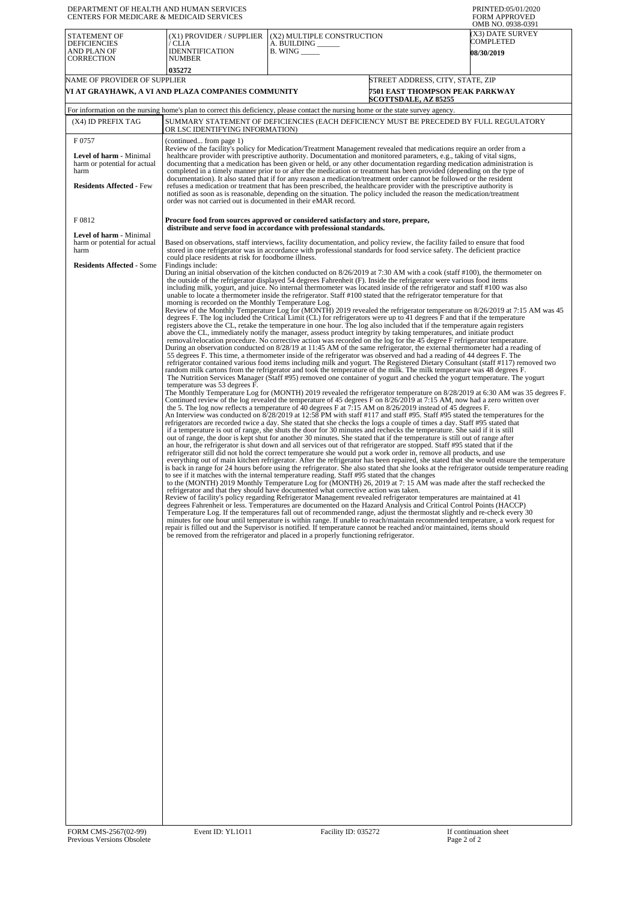DEPARTMENT OF HEALTH AND HUMAN SERVICES
CENTERS FOR MEDICARE & MEDICAID SERVICES

PRINTED:05/01/2020
FORM APPROVED
OMB NO. 0938-0391

| STATEMENT OF DEFICIENCIES AND PLAN OF CORRECTION | (X1) PROVIDER / SUPPLIER / CLIA IDENNTIFICATION NUMBER | (X2) MULTIPLE CONSTRUCTION | (X3) DATE SURVEY COMPLETED |
|---|---|---|---|
| | 035272 | A. BUILDING ______ B. WING _____ | 08/30/2019 |

| NAME OF PROVIDER OF SUPPLIER | STREET ADDRESS, CITY, STATE, ZIP |
|---|---|
| VI AT GRAYHAWK, A VI AND PLAZA COMPANIES COMMUNITY | 7501 EAST THOMPSON PEAK PARKWAY SCOTTSDALE, AZ 85255 |

For information on the nursing home's plan to correct this deficiency, please contact the nursing home or the state survey agency.

| (X4) ID PREFIX TAG | SUMMARY STATEMENT OF DEFICIENCIES (EACH DEFICIENCY MUST BE PRECEDED BY FULL REGULATORY OR LSC IDENTIFYING INFORMATION) |
|---|---|
| F 0757<br><br>**Level of harm** - Minimal harm or potential for actual harm<br><br>**Residents Affected** - Few | (continued... from page 1)<br>Review of the facility's policy for Medication/Treatment Management revealed that medications require an order from a healthcare provider with prescriptive authority. Documentation and monitored parameters, e.g., taking of vital signs, documenting that a medication has been given or held, or any other documentation regarding medication administration is completed in a timely manner prior to or after the medication or treatment has been provided (depending on the type of documentation). It also stated that if for any reason a medication/treatment order cannot be followed or the resident refuses a medication or treatment that has been prescribed, the healthcare provider with the prescriptive authority is notified as soon as is reasonable, depending on the situation. The policy included the reason the medication/treatment order was not carried out is documented in their eMAR record. |
| F 0812<br><br>**Level of harm** - Minimal harm or potential for actual harm<br><br>**Residents Affected** - Some | **Procure food from sources approved or considered satisfactory and store, prepare, distribute and serve food in accordance with professional standards.**<br><br>Based on observations, staff interviews, facility documentation, and policy review, the facility failed to ensure that food stored in one refrigerator was in accordance with professional standards for food service safety. The deficient practice could place residents at risk for foodborne illness.<br>Findings include:<br>During an initial observation of the kitchen conducted on 8/26/2019 at 7:30 AM with a cook (staff #100), the thermometer on the outside of the refrigerator displayed 54 degrees Fahrenheit (F). Inside the refrigerator were various food items including milk, yogurt, and juice. No internal thermometer was located inside of the refrigerator and staff #100 was also unable to locate a thermometer inside the refrigerator. Staff #100 stated that the refrigerator temperature for that morning is recorded on the Monthly Temperature Log.<br>Review of the Monthly Temperature Log for (MONTH) 2019 revealed the refrigerator temperature on 8/26/2019 at 7:15 AM was 45 degrees F. The log included the Critical Limit (CL) for refrigerators were up to 41 degrees F and that if the temperature registers above the CL, retake the temperature in one hour. The log also included that if the temperature again registers above the CL, immediately notify the manager, assess product integrity by taking temperatures, and initiate product removal/relocation procedure. No corrective action was recorded on the log for the 45 degree F refrigerator temperature.<br>During an observation conducted on 8/28/19 at 11:45 AM of the same refrigerator, the external thermometer had a reading of 55 degrees F. This time, a thermometer inside of the refrigerator was observed and had a reading of 44 degrees F. The refrigerator contained various food items including milk and yogurt. The Registered Dietary Consultant (staff #117) removed two random milk cartons from the refrigerator and took the temperature of the milk. The milk temperature was 48 degrees F. The Nutrition Services Manager (Staff #95) removed one container of yogurt and checked the yogurt temperature. The yogurt temperature was 53 degrees F.<br>The Monthly Temperature Log for (MONTH) 2019 revealed the refrigerator temperature on 8/28/2019 at 6:30 AM was 35 degrees F. Continued review of the log revealed the temperature of 45 degrees F on 8/26/2019 at 7:15 AM, now had a zero written over the 5. The log now reflects a temperature of 40 degrees F at 7:15 AM on 8/26/2019 instead of 45 degrees F.<br>An Interview was conducted on 8/28/2019 at 12:58 PM with staff #117 and staff #95. Staff #95 stated the temperatures for the refrigerators are recorded twice a day. She stated that she checks the logs a couple of times a day. Staff #95 stated that if a temperature is out of range, she shuts the door for 30 minutes and rechecks the temperature. She said if it is still out of range, the door is kept shut for another 30 minutes. She stated that if the temperature is still out of range after an hour, the refrigerator is shut down and all services out of that refrigerator are stopped. Staff #95 stated that if the refrigerator still did not hold the correct temperature she would put a work order in, remove all products, and use everything out of main kitchen refrigerator. After the refrigerator has been repaired, she stated that she would ensure the temperature is back in range for 24 hours before using the refrigerator. She also stated that she looks at the refrigerator outside temperature reading to see if it matches with the internal temperature reading. Staff #95 stated that the changes to the (MONTH) 2019 Monthly Temperature Log for (MONTH) 26, 2019 at 7: 15 AM was made after the staff rechecked the refrigerator and that they should have documented what corrective action was taken.<br>Review of facility's policy regarding Refrigerator Management revealed refrigerator temperatures are maintained at 41 degrees Fahrenheit or less. Temperatures are documented on the Hazard Analysis and Critical Control Points (HACCP) Temperature Log. If the temperatures fall out of recommended range, adjust the thermostat slightly and re-check every 30 minutes for one hour until temperature is within range. If unable to reach/maintain recommended temperature, a work request for repair is filled out and the Supervisor is notified. If temperature cannot be reached and/or maintained, items should be removed from the refrigerator and placed in a properly functioning refrigerator. |

FORM CMS-2567(02-99) Previous Versions Obsolete | Event ID: YL1O11 | Facility ID: 035272 | If continuation sheet